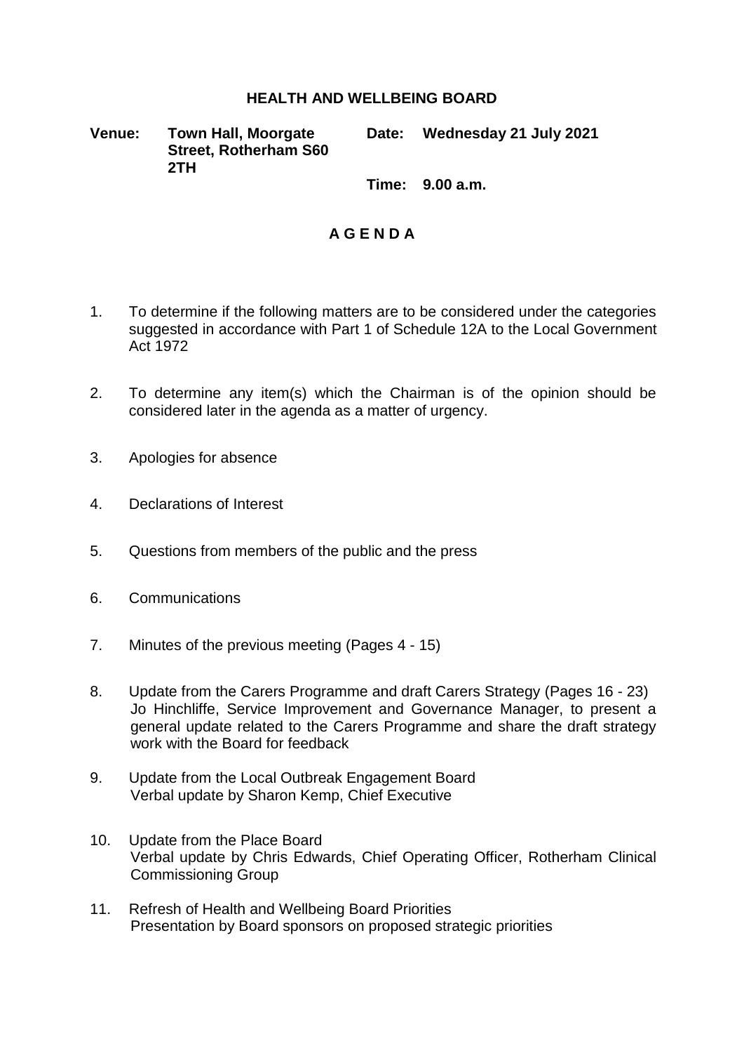# HEALTH AND WELLBEING BOARD

**Venue:** **Town Hall, Moorgate Street, Rotherham S60 2TH**

**Date:** **Wednesday 21 July 2021**

**Time:** **9.00 a.m.**

## A G E N D A

1. To determine if the following matters are to be considered under the categories suggested in accordance with Part 1 of Schedule 12A to the Local Government Act 1972

2. To determine any item(s) which the Chairman is of the opinion should be considered later in the agenda as a matter of urgency.

3. Apologies for absence

4. Declarations of Interest

5. Questions from members of the public and the press

6. Communications

7. Minutes of the previous meeting (Pages 4 - 15)

8. Update from the Carers Programme and draft Carers Strategy (Pages 16 - 23)
   Jo Hinchliffe, Service Improvement and Governance Manager, to present a general update related to the Carers Programme and share the draft strategy work with the Board for feedback

9. Update from the Local Outbreak Engagement Board
   Verbal update by Sharon Kemp, Chief Executive

10. Update from the Place Board
    Verbal update by Chris Edwards, Chief Operating Officer, Rotherham Clinical Commissioning Group

11. Refresh of Health and Wellbeing Board Priorities
    Presentation by Board sponsors on proposed strategic priorities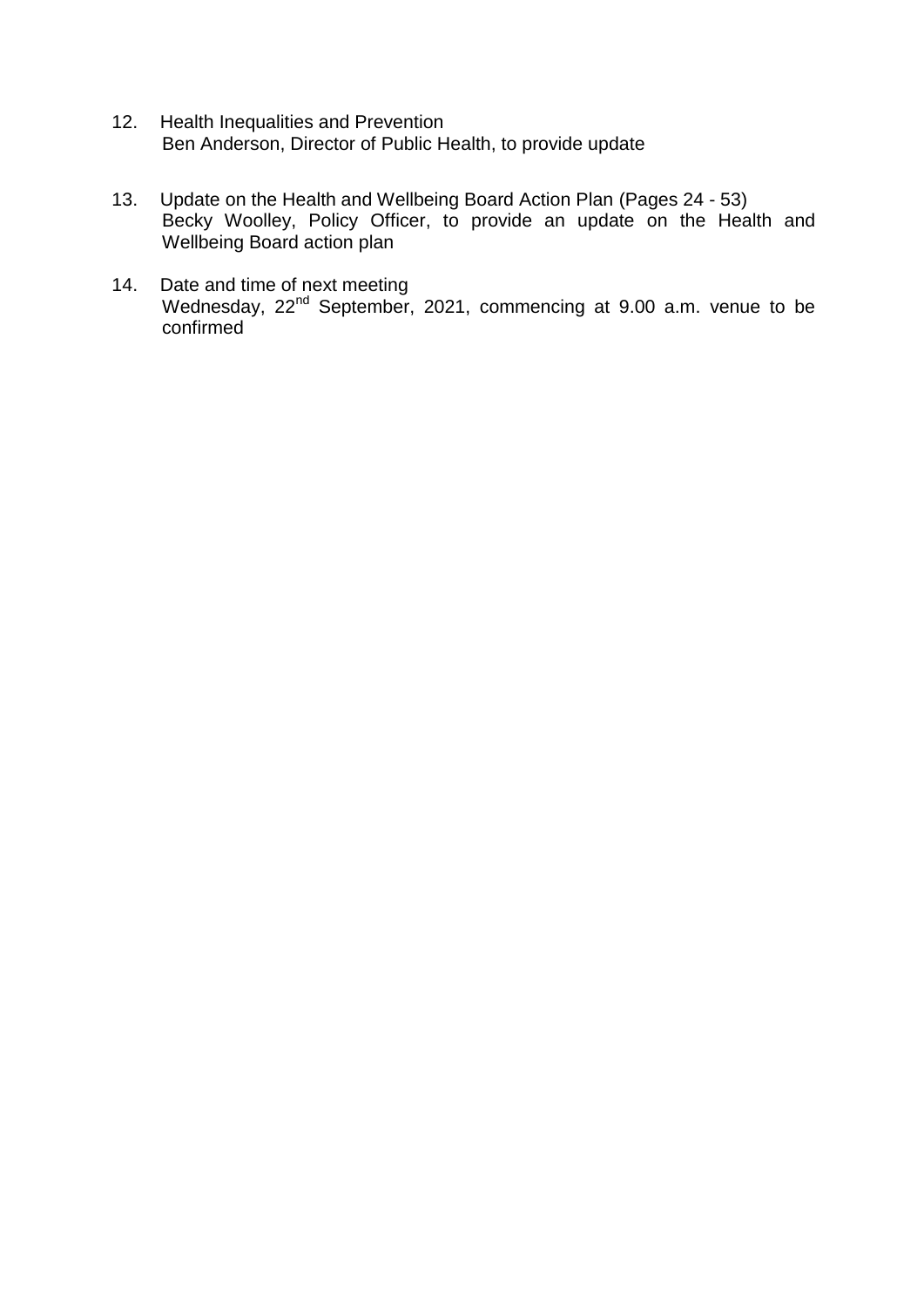12. Health Inequalities and Prevention
    Ben Anderson, Director of Public Health, to provide update

13. Update on the Health and Wellbeing Board Action Plan (Pages 24 - 53)
    Becky Woolley, Policy Officer, to provide an update on the Health and Wellbeing Board action plan

14. Date and time of next meeting
    Wednesday, 22nd September, 2021, commencing at 9.00 a.m. venue to be confirmed